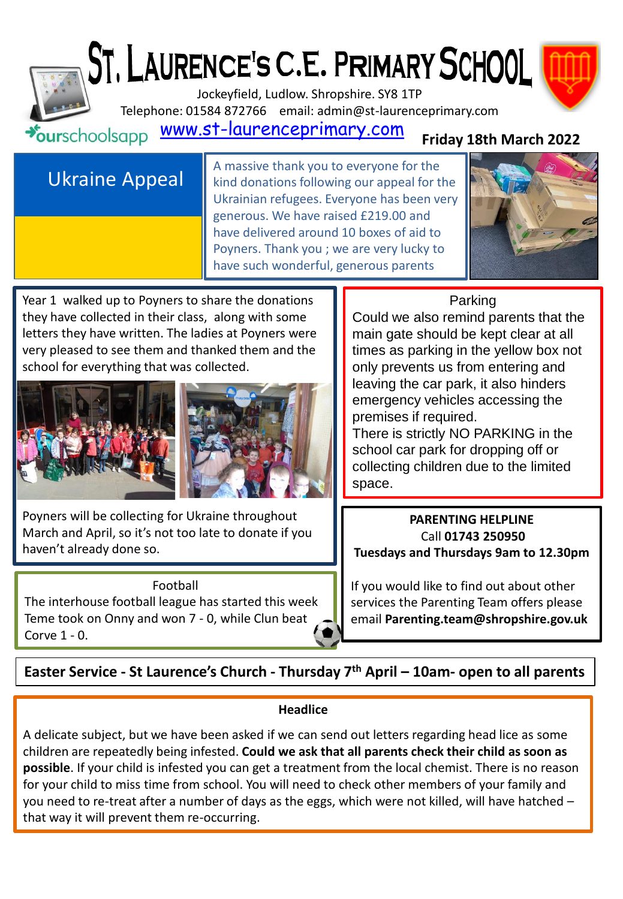# ST. LAURENCE'S C.E. PRIMARY SCHOOL

Jockeyfield, Ludlow. Shropshire. SY8 1TP

Telephone: 01584 872766 email: admin@st-laurenceprimary.com

ourschoolsapp www.st-laurenceprimary.com

**Friday 18th March 2022**

## Ukraine Appeal

A massive thank you to everyone for the kind donations following our appeal for the Ukrainian refugees. Everyone has been very generous. We have raised £219.00 and have delivered around 10 boxes of aid to Poyners. Thank you ; we are very lucky to have such wonderful, generous parents

Year 1 walked up to Poyners to share the donations they have collected in their class, along with some letters they have written. The ladies at Poyners were very pleased to see them and thanked them and the school for everything that was collected.

Poyners will be collecting for Ukraine throughout March and April, so it's not too late to donate if you haven't already done so.

## Football

The interhouse football league has started this week Teme took on Onny and won 7 - 0, while Clun beat Corve 1 - 0.

## Parking

Could we also remind parents that the main gate should be kept clear at all times as parking in the yellow box not only prevents us from entering and leaving the car park, it also hinders emergency vehicles accessing the premises if required.

There is strictly NO PARKING in the school car park for dropping off or collecting children due to the limited space.

## PARENTING HELPLINE

Call **01743 250950**

**Tuesdays and Thursdays 9am to 12.30pm**

If you would like to find out about other services the Parenting Team offers please email **Parenting.team@shropshire.gov.uk**

**Easter Service - St Laurence's Church - Thursday 7th April – 10am- open to all parents**

## Headlice

A delicate subject, but we have been asked if we can send out letters regarding head lice as some children are repeatedly being infested. **Could we ask that all parents check their child as soon as possible**. If your child is infested you can get a treatment from the local chemist. There is no reason for your child to miss time from school. You will need to check other members of your family and you need to re-treat after a number of days as the eggs, which were not killed, will have hatched – that way it will prevent them re-occurring.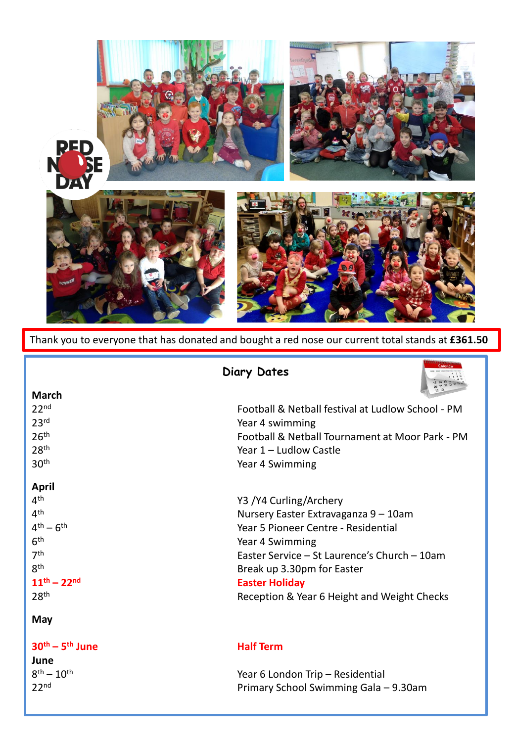Thank you to everyone that has donated and bought a red nose our current total stands at **£361.50**

## Diary Dates

**March**

| Date | Event |
|---|---|
| 22nd | Football & Netball festival at Ludlow School - PM |
| 23rd | Year 4 swimming |
| 26th | Football & Netball Tournament at Moor Park - PM |
| 28th | Year 1 – Ludlow Castle |
| 30th | Year 4 Swimming |

**April**

| Date | Event |
|---|---|
| 4th | Y3 /Y4 Curling/Archery |
| 4th | Nursery Easter Extravaganza 9 – 10am |
| 4th – 6th | Year 5 Pioneer Centre - Residential |
| 6th | Year 4 Swimming |
| 7th | Easter Service – St Laurence's Church – 10am |
| 8th | Break up 3.30pm for Easter |
| **11th – 22nd** | **Easter Holiday** |
| 28th | Reception & Year 6 Height and Weight Checks |

**May**

| Date | Event |
|---|---|
| **30th – 5th June** | **Half Term** |

**June**

| Date | Event |
|---|---|
| 8th – 10th | Year 6 London Trip – Residential |
| 22nd | Primary School Swimming Gala – 9.30am |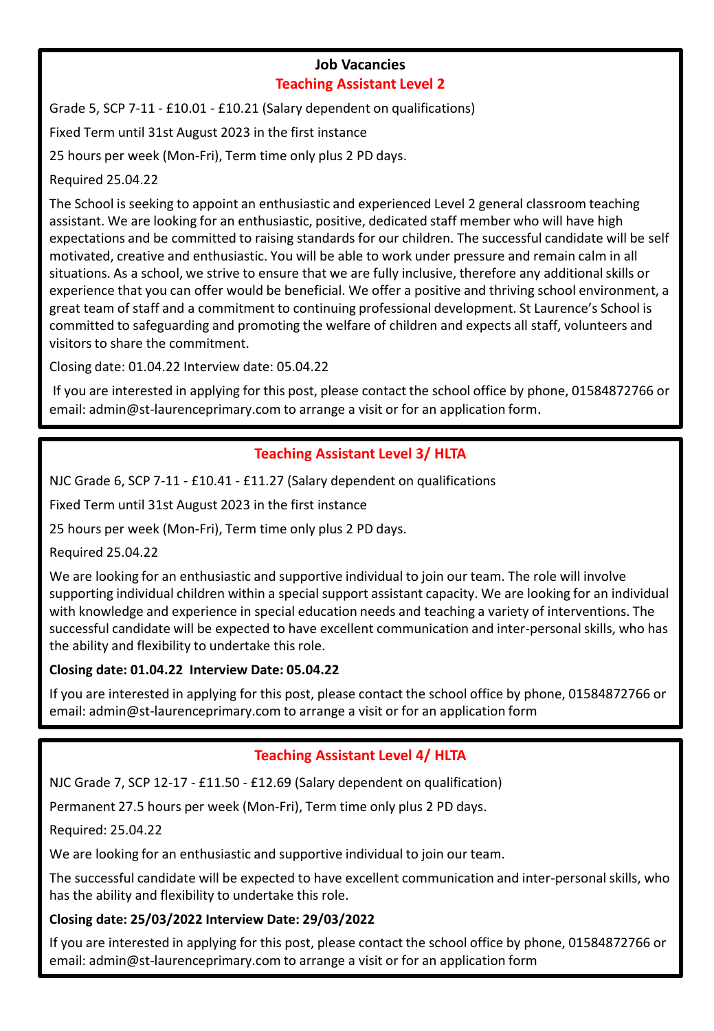## Job Vacancies

### Teaching Assistant Level 2

Grade 5, SCP 7-11 - £10.01 - £10.21 (Salary dependent on qualifications)

Fixed Term until 31st August 2023 in the first instance

25 hours per week (Mon-Fri), Term time only plus 2 PD days.

Required 25.04.22

The School is seeking to appoint an enthusiastic and experienced Level 2 general classroom teaching assistant. We are looking for an enthusiastic, positive, dedicated staff member who will have high expectations and be committed to raising standards for our children. The successful candidate will be self motivated, creative and enthusiastic. You will be able to work under pressure and remain calm in all situations. As a school, we strive to ensure that we are fully inclusive, therefore any additional skills or experience that you can offer would be beneficial. We offer a positive and thriving school environment, a great team of staff and a commitment to continuing professional development. St Laurence's School is committed to safeguarding and promoting the welfare of children and expects all staff, volunteers and visitors to share the commitment.

Closing date: 01.04.22 Interview date: 05.04.22

If you are interested in applying for this post, please contact the school office by phone, 01584872766 or email: admin@st-laurenceprimary.com to arrange a visit or for an application form.

### Teaching Assistant Level 3/ HLTA

NJC Grade 6, SCP 7-11 - £10.41 - £11.27 (Salary dependent on qualifications

Fixed Term until 31st August 2023 in the first instance

25 hours per week (Mon-Fri), Term time only plus 2 PD days.

Required 25.04.22

We are looking for an enthusiastic and supportive individual to join our team. The role will involve supporting individual children within a special support assistant capacity. We are looking for an individual with knowledge and experience in special education needs and teaching a variety of interventions. The successful candidate will be expected to have excellent communication and inter-personal skills, who has the ability and flexibility to undertake this role.

**Closing date: 01.04.22 Interview Date: 05.04.22**

If you are interested in applying for this post, please contact the school office by phone, 01584872766 or email: admin@st-laurenceprimary.com to arrange a visit or for an application form

### Teaching Assistant Level 4/ HLTA

NJC Grade 7, SCP 12-17 - £11.50 - £12.69 (Salary dependent on qualification)

Permanent 27.5 hours per week (Mon-Fri), Term time only plus 2 PD days.

Required: 25.04.22

We are looking for an enthusiastic and supportive individual to join our team.

The successful candidate will be expected to have excellent communication and inter-personal skills, who has the ability and flexibility to undertake this role.

**Closing date: 25/03/2022 Interview Date: 29/03/2022**

If you are interested in applying for this post, please contact the school office by phone, 01584872766 or email: admin@st-laurenceprimary.com to arrange a visit or for an application form